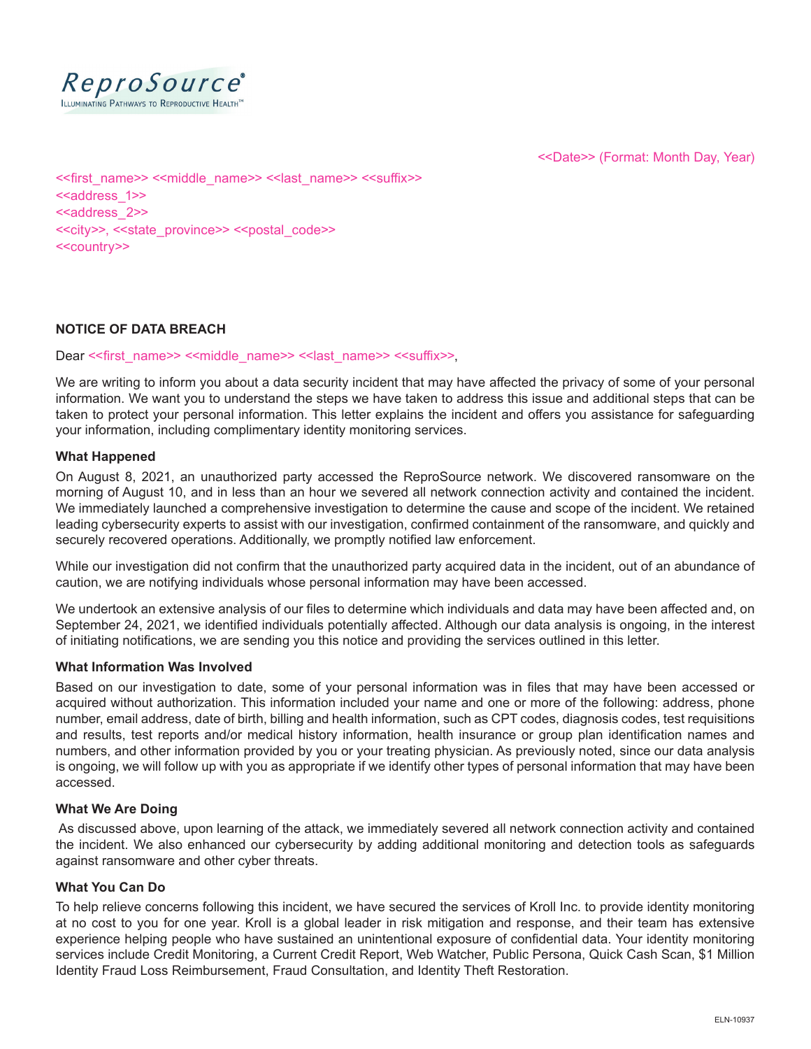ReproSource®

Illuminating Pathways to Reproductive Health™

<<Date>> (Format: Month Day, Year)

<<first_name>> <<middle_name>> <<last_name>> <<suffix>>
<<address_1>>
<<address_2>>
<<city>>, <<state_province>> <<postal_code>>
<<country>>

**NOTICE OF DATA BREACH**

Dear <<first_name>> <<middle_name>> <<last_name>> <<suffix>>,

We are writing to inform you about a data security incident that may have affected the privacy of some of your personal information. We want you to understand the steps we have taken to address this issue and additional steps that can be taken to protect your personal information. This letter explains the incident and offers you assistance for safeguarding your information, including complimentary identity monitoring services.

**What Happened**

On August 8, 2021, an unauthorized party accessed the ReproSource network. We discovered ransomware on the morning of August 10, and in less than an hour we severed all network connection activity and contained the incident. We immediately launched a comprehensive investigation to determine the cause and scope of the incident. We retained leading cybersecurity experts to assist with our investigation, confirmed containment of the ransomware, and quickly and securely recovered operations. Additionally, we promptly notified law enforcement.

While our investigation did not confirm that the unauthorized party acquired data in the incident, out of an abundance of caution, we are notifying individuals whose personal information may have been accessed.

We undertook an extensive analysis of our files to determine which individuals and data may have been affected and, on September 24, 2021, we identified individuals potentially affected. Although our data analysis is ongoing, in the interest of initiating notifications, we are sending you this notice and providing the services outlined in this letter.

**What Information Was Involved**

Based on our investigation to date, some of your personal information was in files that may have been accessed or acquired without authorization. This information included your name and one or more of the following: address, phone number, email address, date of birth, billing and health information, such as CPT codes, diagnosis codes, test requisitions and results, test reports and/or medical history information, health insurance or group plan identification names and numbers, and other information provided by you or your treating physician. As previously noted, since our data analysis is ongoing, we will follow up with you as appropriate if we identify other types of personal information that may have been accessed.

**What We Are Doing**

As discussed above, upon learning of the attack, we immediately severed all network connection activity and contained the incident. We also enhanced our cybersecurity by adding additional monitoring and detection tools as safeguards against ransomware and other cyber threats.

**What You Can Do**

To help relieve concerns following this incident, we have secured the services of Kroll Inc. to provide identity monitoring at no cost to you for one year. Kroll is a global leader in risk mitigation and response, and their team has extensive experience helping people who have sustained an unintentional exposure of confidential data. Your identity monitoring services include Credit Monitoring, a Current Credit Report, Web Watcher, Public Persona, Quick Cash Scan, $1 Million Identity Fraud Loss Reimbursement, Fraud Consultation, and Identity Theft Restoration.

ELN-10937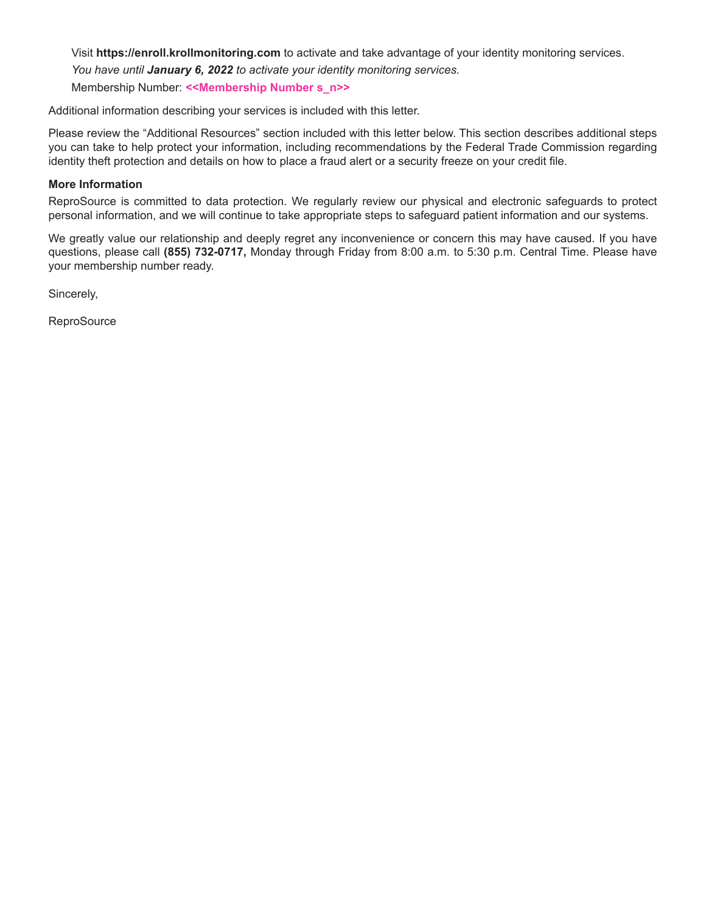Visit **https://enroll.krollmonitoring.com** to activate and take advantage of your identity monitoring services.

*You have until **January 6, 2022** to activate your identity monitoring services.*

Membership Number: **<<Membership Number s_n>>**

Additional information describing your services is included with this letter.

Please review the "Additional Resources" section included with this letter below. This section describes additional steps you can take to help protect your information, including recommendations by the Federal Trade Commission regarding identity theft protection and details on how to place a fraud alert or a security freeze on your credit file.

**More Information**

ReproSource is committed to data protection. We regularly review our physical and electronic safeguards to protect personal information, and we will continue to take appropriate steps to safeguard patient information and our systems.

We greatly value our relationship and deeply regret any inconvenience or concern this may have caused. If you have questions, please call **(855) 732-0717,** Monday through Friday from 8:00 a.m. to 5:30 p.m. Central Time. Please have your membership number ready.

Sincerely,

ReproSource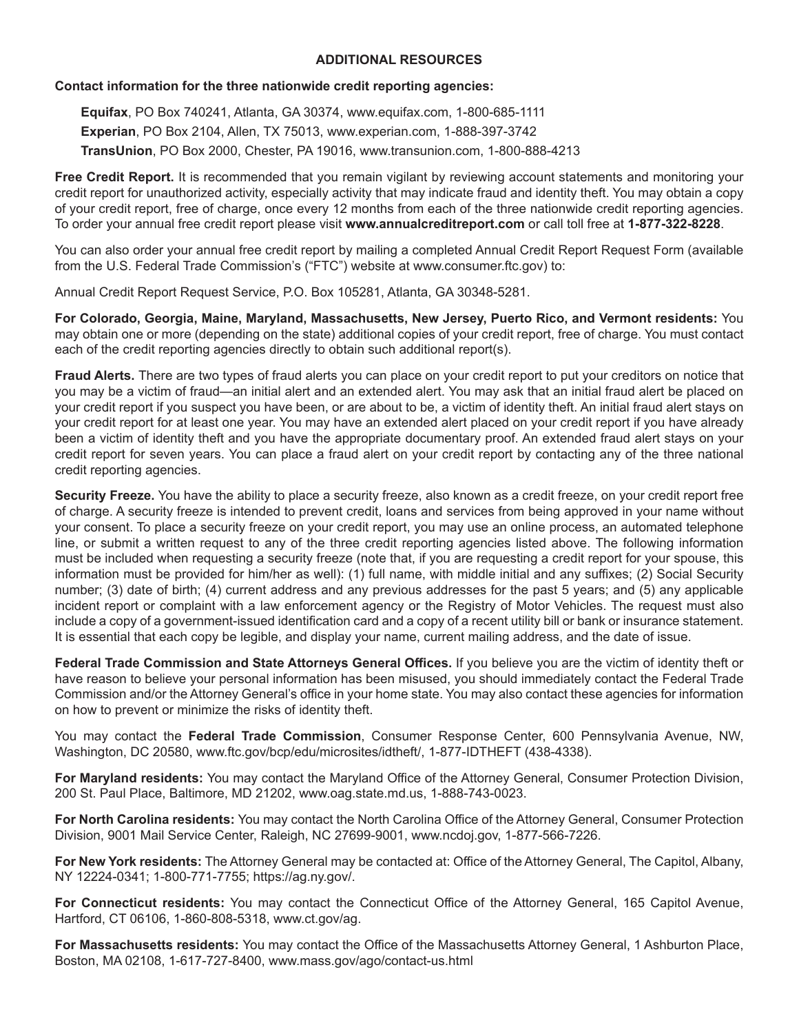## ADDITIONAL RESOURCES

**Contact information for the three nationwide credit reporting agencies:**

**Equifax**, PO Box 740241, Atlanta, GA 30374, www.equifax.com, 1-800-685-1111

**Experian**, PO Box 2104, Allen, TX 75013, www.experian.com, 1-888-397-3742

**TransUnion**, PO Box 2000, Chester, PA 19016, www.transunion.com, 1-800-888-4213

**Free Credit Report.** It is recommended that you remain vigilant by reviewing account statements and monitoring your credit report for unauthorized activity, especially activity that may indicate fraud and identity theft. You may obtain a copy of your credit report, free of charge, once every 12 months from each of the three nationwide credit reporting agencies. To order your annual free credit report please visit **www.annualcreditreport.com** or call toll free at **1-877-322-8228**.

You can also order your annual free credit report by mailing a completed Annual Credit Report Request Form (available from the U.S. Federal Trade Commission's ("FTC") website at www.consumer.ftc.gov) to:

Annual Credit Report Request Service, P.O. Box 105281, Atlanta, GA 30348-5281.

**For Colorado, Georgia, Maine, Maryland, Massachusetts, New Jersey, Puerto Rico, and Vermont residents:** You may obtain one or more (depending on the state) additional copies of your credit report, free of charge. You must contact each of the credit reporting agencies directly to obtain such additional report(s).

**Fraud Alerts.** There are two types of fraud alerts you can place on your credit report to put your creditors on notice that you may be a victim of fraud—an initial alert and an extended alert. You may ask that an initial fraud alert be placed on your credit report if you suspect you have been, or are about to be, a victim of identity theft. An initial fraud alert stays on your credit report for at least one year. You may have an extended alert placed on your credit report if you have already been a victim of identity theft and you have the appropriate documentary proof. An extended fraud alert stays on your credit report for seven years. You can place a fraud alert on your credit report by contacting any of the three national credit reporting agencies.

**Security Freeze.** You have the ability to place a security freeze, also known as a credit freeze, on your credit report free of charge. A security freeze is intended to prevent credit, loans and services from being approved in your name without your consent. To place a security freeze on your credit report, you may use an online process, an automated telephone line, or submit a written request to any of the three credit reporting agencies listed above. The following information must be included when requesting a security freeze (note that, if you are requesting a credit report for your spouse, this information must be provided for him/her as well): (1) full name, with middle initial and any suffixes; (2) Social Security number; (3) date of birth; (4) current address and any previous addresses for the past 5 years; and (5) any applicable incident report or complaint with a law enforcement agency or the Registry of Motor Vehicles. The request must also include a copy of a government-issued identification card and a copy of a recent utility bill or bank or insurance statement. It is essential that each copy be legible, and display your name, current mailing address, and the date of issue.

**Federal Trade Commission and State Attorneys General Offices.** If you believe you are the victim of identity theft or have reason to believe your personal information has been misused, you should immediately contact the Federal Trade Commission and/or the Attorney General's office in your home state. You may also contact these agencies for information on how to prevent or minimize the risks of identity theft.

You may contact the **Federal Trade Commission**, Consumer Response Center, 600 Pennsylvania Avenue, NW, Washington, DC 20580, www.ftc.gov/bcp/edu/microsites/idtheft/, 1-877-IDTHEFT (438-4338).

**For Maryland residents:** You may contact the Maryland Office of the Attorney General, Consumer Protection Division, 200 St. Paul Place, Baltimore, MD 21202, www.oag.state.md.us, 1-888-743-0023.

**For North Carolina residents:** You may contact the North Carolina Office of the Attorney General, Consumer Protection Division, 9001 Mail Service Center, Raleigh, NC 27699-9001, www.ncdoj.gov, 1-877-566-7226.

**For New York residents:** The Attorney General may be contacted at: Office of the Attorney General, The Capitol, Albany, NY 12224-0341; 1-800-771-7755; https://ag.ny.gov/.

**For Connecticut residents:** You may contact the Connecticut Office of the Attorney General, 165 Capitol Avenue, Hartford, CT 06106, 1-860-808-5318, www.ct.gov/ag.

**For Massachusetts residents:** You may contact the Office of the Massachusetts Attorney General, 1 Ashburton Place, Boston, MA 02108, 1-617-727-8400, www.mass.gov/ago/contact-us.html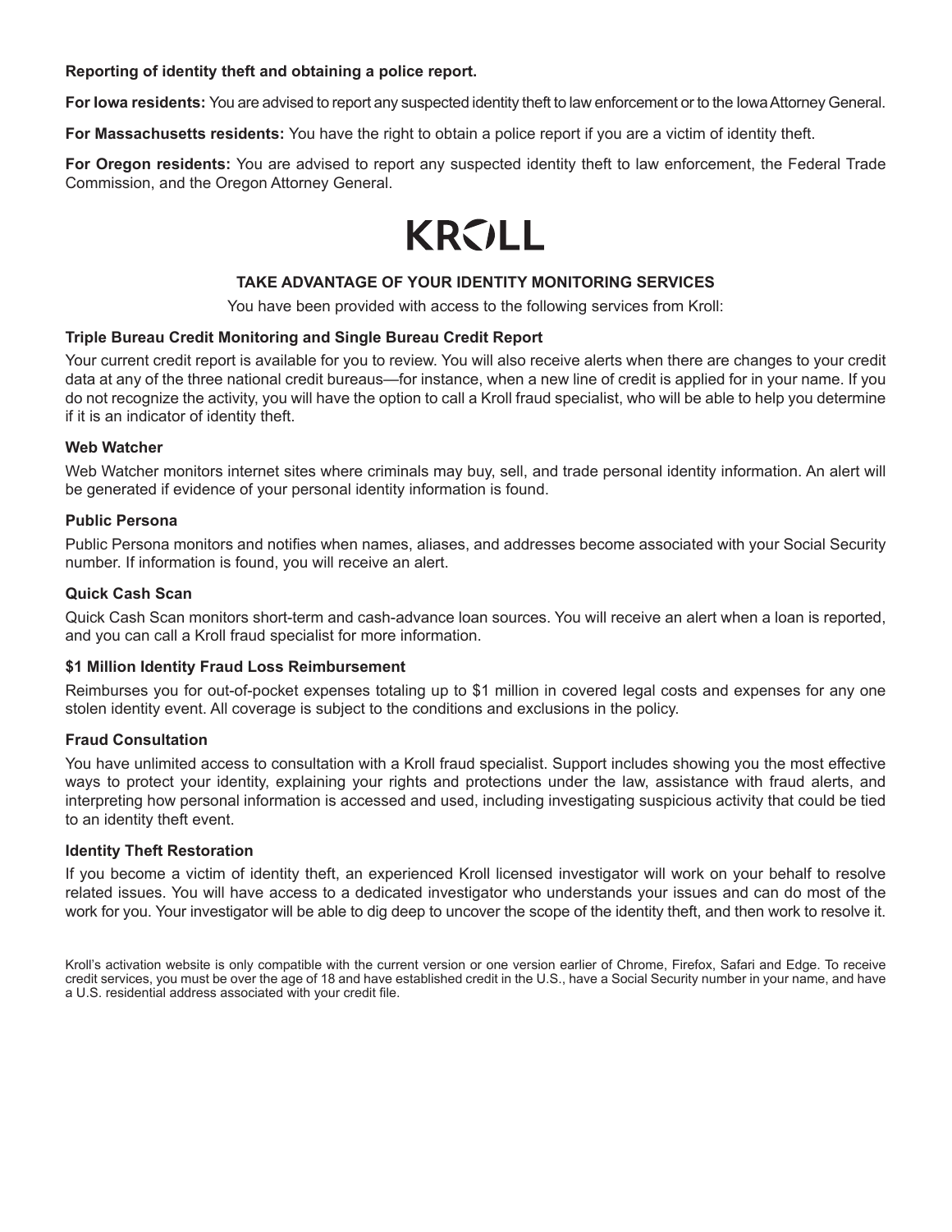**Reporting of identity theft and obtaining a police report.**

**For Iowa residents:** You are advised to report any suspected identity theft to law enforcement or to the Iowa Attorney General.

**For Massachusetts residents:** You have the right to obtain a police report if you are a victim of identity theft.

**For Oregon residents:** You are advised to report any suspected identity theft to law enforcement, the Federal Trade Commission, and the Oregon Attorney General.

KROLL

## TAKE ADVANTAGE OF YOUR IDENTITY MONITORING SERVICES

You have been provided with access to the following services from Kroll:

### Triple Bureau Credit Monitoring and Single Bureau Credit Report

Your current credit report is available for you to review. You will also receive alerts when there are changes to your credit data at any of the three national credit bureaus—for instance, when a new line of credit is applied for in your name. If you do not recognize the activity, you will have the option to call a Kroll fraud specialist, who will be able to help you determine if it is an indicator of identity theft.

### Web Watcher

Web Watcher monitors internet sites where criminals may buy, sell, and trade personal identity information. An alert will be generated if evidence of your personal identity information is found.

### Public Persona

Public Persona monitors and notifies when names, aliases, and addresses become associated with your Social Security number. If information is found, you will receive an alert.

### Quick Cash Scan

Quick Cash Scan monitors short-term and cash-advance loan sources. You will receive an alert when a loan is reported, and you can call a Kroll fraud specialist for more information.

### $1 Million Identity Fraud Loss Reimbursement

Reimburses you for out-of-pocket expenses totaling up to $1 million in covered legal costs and expenses for any one stolen identity event. All coverage is subject to the conditions and exclusions in the policy.

### Fraud Consultation

You have unlimited access to consultation with a Kroll fraud specialist. Support includes showing you the most effective ways to protect your identity, explaining your rights and protections under the law, assistance with fraud alerts, and interpreting how personal information is accessed and used, including investigating suspicious activity that could be tied to an identity theft event.

### Identity Theft Restoration

If you become a victim of identity theft, an experienced Kroll licensed investigator will work on your behalf to resolve related issues. You will have access to a dedicated investigator who understands your issues and can do most of the work for you. Your investigator will be able to dig deep to uncover the scope of the identity theft, and then work to resolve it.

Kroll's activation website is only compatible with the current version or one version earlier of Chrome, Firefox, Safari and Edge. To receive credit services, you must be over the age of 18 and have established credit in the U.S., have a Social Security number in your name, and have a U.S. residential address associated with your credit file.